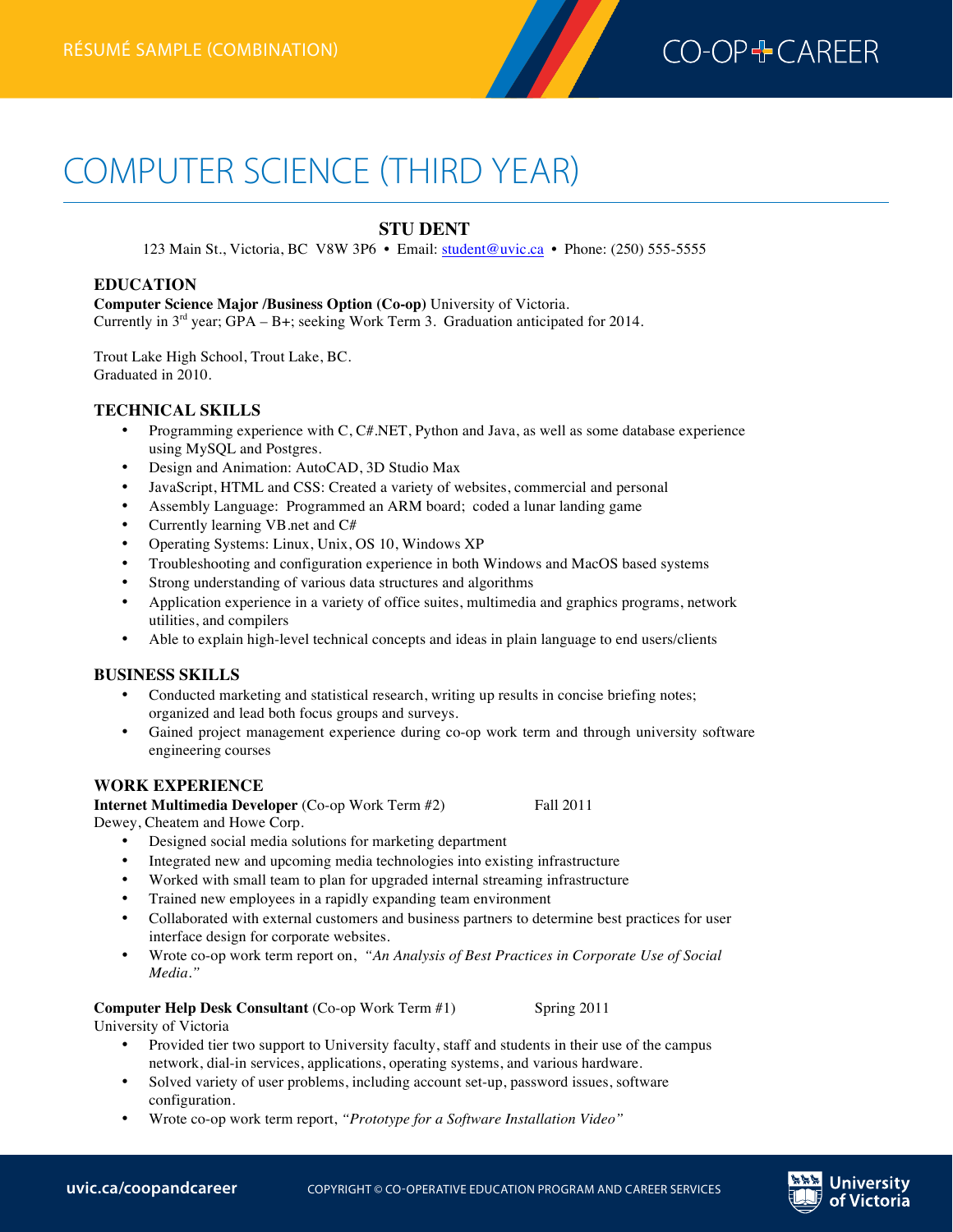RÉSUMÉ SAMPLE (COMBINATION)

CO-OP + CAREER

# COMPUTER SCIENCE (THIRD YEAR)

## STU DENT

123 Main St., Victoria, BC  V8W 3P6 • Email: student@uvic.ca • Phone: (250) 555-5555

### EDUCATION

**Computer Science Major /Business Option (Co-op)** University of Victoria.
Currently in 3rd year; GPA – B+; seeking Work Term 3. Graduation anticipated for 2014.

Trout Lake High School, Trout Lake, BC.
Graduated in 2010.

### TECHNICAL SKILLS

- Programming experience with C, C#.NET, Python and Java, as well as some database experience using MySQL and Postgres.
- Design and Animation: AutoCAD, 3D Studio Max
- JavaScript, HTML and CSS: Created a variety of websites, commercial and personal
- Assembly Language: Programmed an ARM board; coded a lunar landing game
- Currently learning VB.net and C#
- Operating Systems: Linux, Unix, OS 10, Windows XP
- Troubleshooting and configuration experience in both Windows and MacOS based systems
- Strong understanding of various data structures and algorithms
- Application experience in a variety of office suites, multimedia and graphics programs, network utilities, and compilers
- Able to explain high-level technical concepts and ideas in plain language to end users/clients

### BUSINESS SKILLS

- Conducted marketing and statistical research, writing up results in concise briefing notes; organized and lead both focus groups and surveys.
- Gained project management experience during co-op work term and through university software engineering courses

### WORK EXPERIENCE

**Internet Multimedia Developer** (Co-op Work Term #2) Fall 2011
Dewey, Cheatem and Howe Corp.

- Designed social media solutions for marketing department
- Integrated new and upcoming media technologies into existing infrastructure
- Worked with small team to plan for upgraded internal streaming infrastructure
- Trained new employees in a rapidly expanding team environment
- Collaborated with external customers and business partners to determine best practices for user interface design for corporate websites.
- Wrote co-op work term report on, *"An Analysis of Best Practices in Corporate Use of Social Media."*

**Computer Help Desk Consultant** (Co-op Work Term #1) Spring 2011
University of Victoria

- Provided tier two support to University faculty, staff and students in their use of the campus network, dial-in services, applications, operating systems, and various hardware.
- Solved variety of user problems, including account set-up, password issues, software configuration.
- Wrote co-op work term report, *"Prototype for a Software Installation Video"*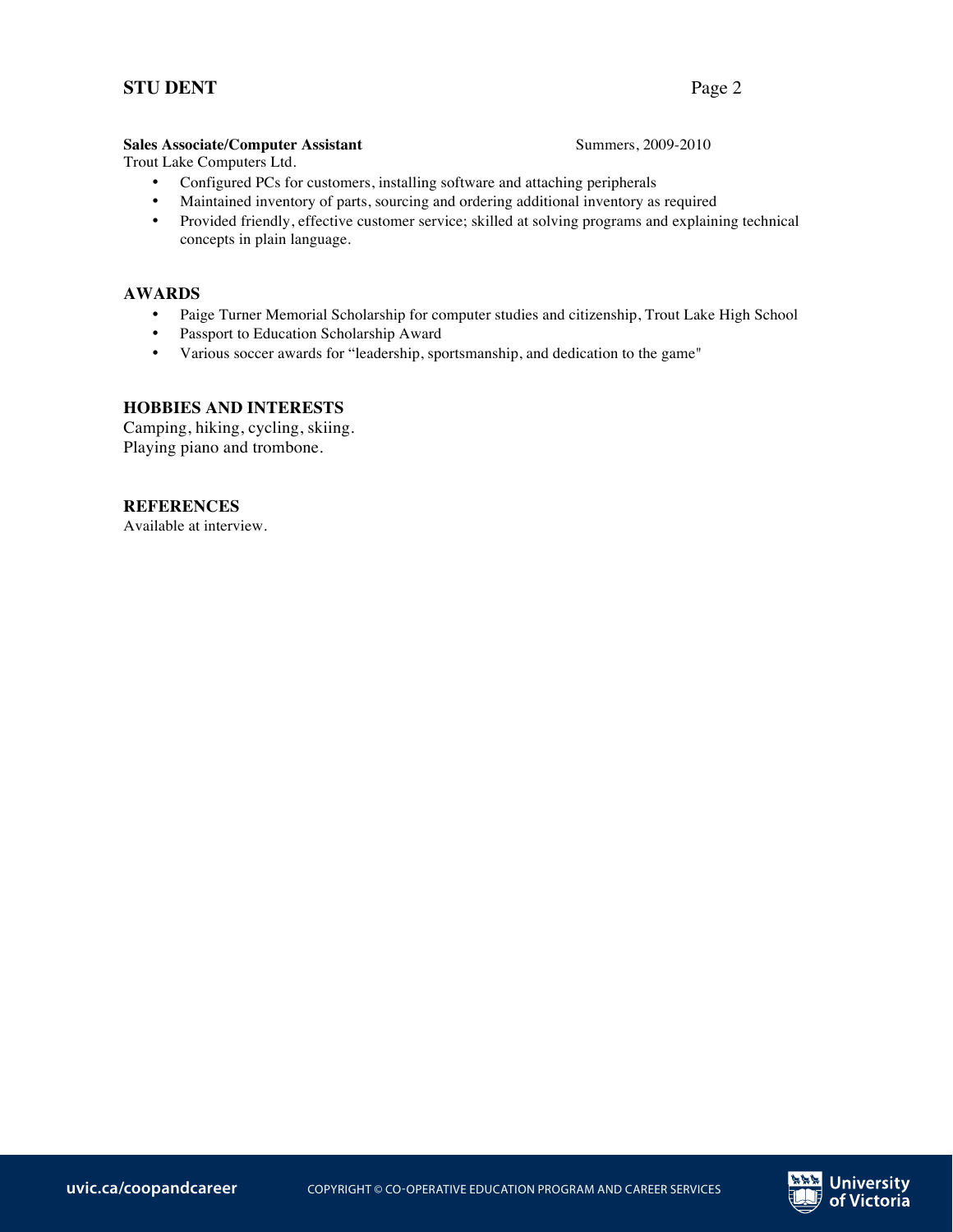**Sales Associate/Computer Assistant** Summers, 2009-2010
Trout Lake Computers Ltd.

- Configured PCs for customers, installing software and attaching peripherals
- Maintained inventory of parts, sourcing and ordering additional inventory as required
- Provided friendly, effective customer service; skilled at solving programs and explaining technical concepts in plain language.

## AWARDS

- Paige Turner Memorial Scholarship for computer studies and citizenship, Trout Lake High School
- Passport to Education Scholarship Award
- Various soccer awards for "leadership, sportsmanship, and dedication to the game"

## HOBBIES AND INTERESTS

Camping, hiking, cycling, skiing.
Playing piano and trombone.

## REFERENCES

Available at interview.